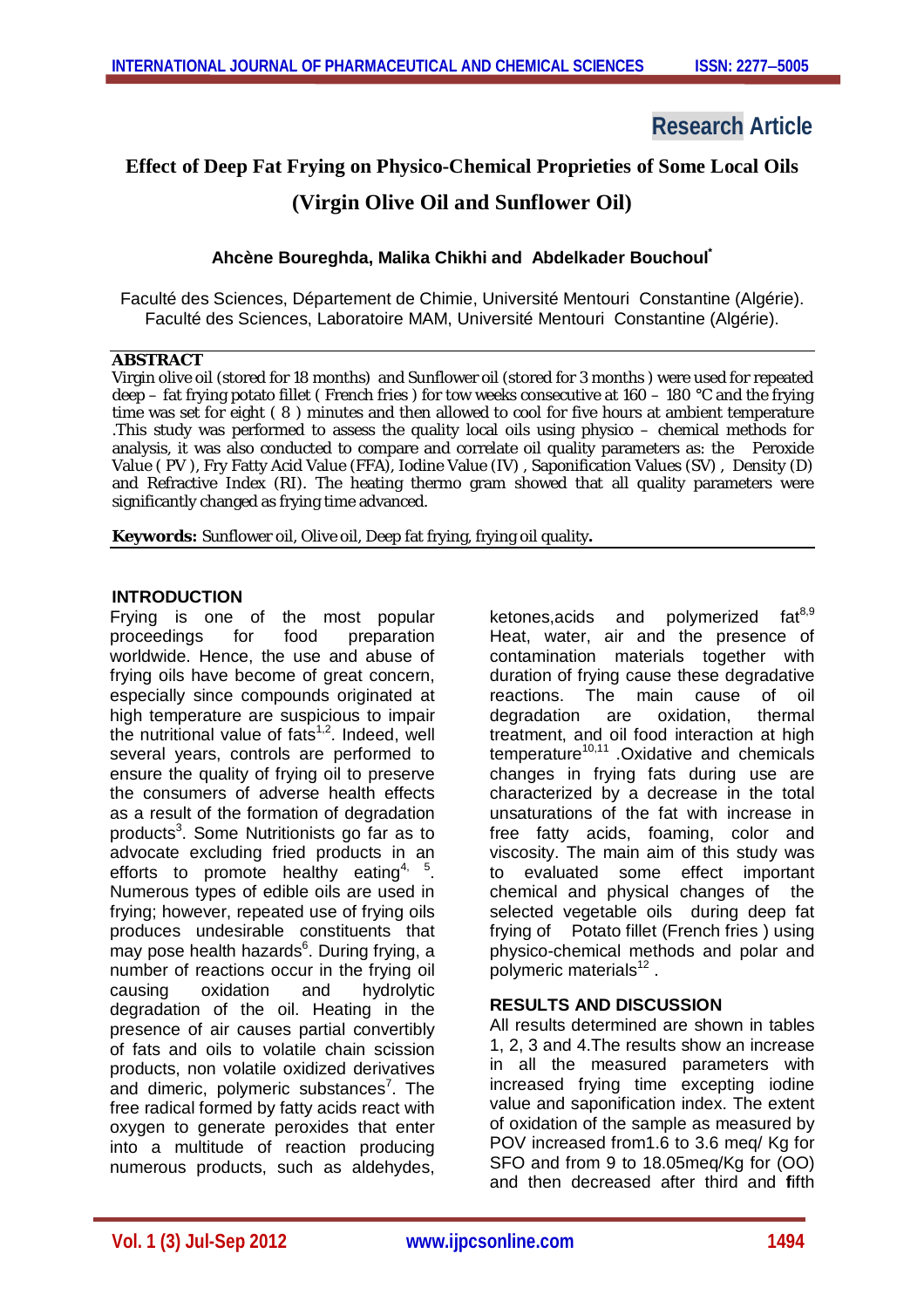Research Article

# Effect of Deep Fat Frying on Physico-Chemical Proprieties of Some Local Oils (Virgin Olive Oil and Sunflower Oil)

**Ahcène Boureghda, Malika Chikhi and Abdelkader Bouchoul***

Faculté des Sciences, Département de Chimie, Université Mentouri Constantine (Algérie).
Faculté des Sciences, Laboratoire MAM, Université Mentouri Constantine (Algérie).

## ABSTRACT

Virgin olive oil (stored for 18 months) and Sunflower oil (stored for 3 months ) were used for repeated deep – fat frying potato fillet ( French fries ) for tow weeks consecutive at 160 – 180 °C and the frying time was set for eight ( 8 ) minutes and then allowed to cool for five hours at ambient temperature .This study was performed to assess the quality local oils using physico – chemical methods for analysis, it was also conducted to compare and correlate oil quality parameters as: the Peroxide Value ( PV ), Fry Fatty Acid Value (FFA), Iodine Value (IV) , Saponification Values (SV) , Density (D) and Refractive Index (RI). The heating thermo gram showed that all quality parameters were significantly changed as frying time advanced.

**Keywords:** Sunflower oil, Olive oil, Deep fat frying, frying oil quality**.**

## INTRODUCTION

Frying is one of the most popular proceedings for food preparation worldwide. Hence, the use and abuse of frying oils have become of great concern, especially since compounds originated at high temperature are suspicious to impair the nutritional value of fats[1,2]. Indeed, well several years, controls are performed to ensure the quality of frying oil to preserve the consumers of adverse health effects as a result of the formation of degradation products[3]. Some Nutritionists go far as to advocate excluding fried products in an efforts to promote healthy eating[4, 5]. Numerous types of edible oils are used in frying; however, repeated use of frying oils produces undesirable constituents that may pose health hazards[6]. During frying, a number of reactions occur in the frying oil causing oxidation and hydrolytic degradation of the oil. Heating in the presence of air causes partial convertibly of fats and oils to volatile chain scission products, non volatile oxidized derivatives and dimeric, polymeric substances[7]. The free radical formed by fatty acids react with oxygen to generate peroxides that enter into a multitude of reaction producing numerous products, such as aldehydes, ketones,acids and polymerized fat[8,9] Heat, water, air and the presence of contamination materials together with duration of frying cause these degradative reactions. The main cause of oil degradation are oxidation, thermal treatment, and oil food interaction at high temperature[10,11] .Oxidative and chemicals changes in frying fats during use are characterized by a decrease in the total unsaturations of the fat with increase in free fatty acids, foaming, color and viscosity. The main aim of this study was to evaluated some effect important chemical and physical changes of the selected vegetable oils during deep fat frying of Potato fillet (French fries ) using physico-chemical methods and polar and polymeric materials[12] .

## RESULTS AND DISCUSSION

All results determined are shown in tables 1, 2, 3 and 4.The results show an increase in all the measured parameters with increased frying time excepting iodine value and saponification index. The extent of oxidation of the sample as measured by POV increased from1.6 to 3.6 meq/ Kg for SFO and from 9 to 18.05meq/Kg for (OO) and then decreased after third and **f**ifth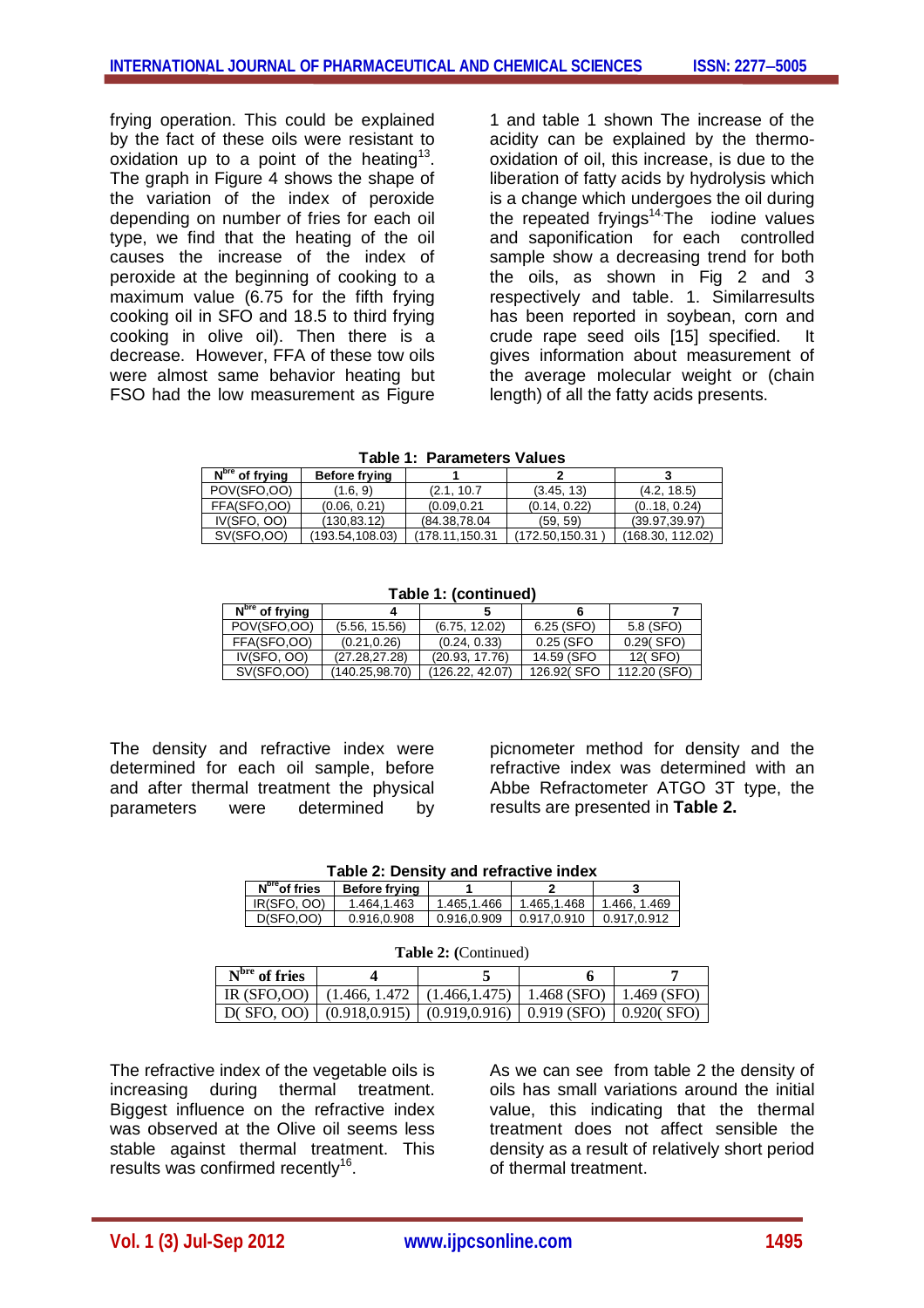frying operation. This could be explained by the fact of these oils were resistant to oxidation up to a point of the heating[13]. The graph in Figure 4 shows the shape of the variation of the index of peroxide depending on number of fries for each oil type, we find that the heating of the oil causes the increase of the index of peroxide at the beginning of cooking to a maximum value (6.75 for the fifth frying cooking oil in SFO and 18.5 to third frying cooking in olive oil). Then there is a decrease. However, FFA of these tow oils were almost same behavior heating but FSO had the low measurement as Figure 1 and table 1 shown The increase of the acidity can be explained by the thermo-oxidation of oil, this increase, is due to the liberation of fatty acids by hydrolysis which is a change which undergoes the oil during the repeated fryings[14]. The iodine values and saponification for each controlled sample show a decreasing trend for both the oils, as shown in Fig 2 and 3 respectively and table. 1. Similarresults has been reported in soybean, corn and crude rape seed oils [15] specified. It gives information about measurement of the average molecular weight or (chain length) of all the fatty acids presents.

**Table 1: Parameters Values**

| N$^{bre}$ of frying | Before frying | 1 | 2 | 3 |
|---|---|---|---|---|
| POV(SFO,OO) | (1.6, 9) | (2.1, 10.7 | (3.45, 13) | (4.2, 18.5) |
| FFA(SFO,OO) | (0.06, 0.21) | (0.09,0.21 | (0.14, 0.22) | (0..18, 0.24) |
| IV(SFO, OO) | (130,83.12) | (84.38,78.04 | (59, 59) | (39.97,39.97) |
| SV(SFO,OO) | (193.54,108.03) | (178.11,150.31 | (172.50,150.31 ) | (168.30, 112.02) |

**Table 1: (continued)**

| N$^{bre}$ of frying | 4 | 5 | 6 | 7 |
|---|---|---|---|---|
| POV(SFO,OO) | (5.56, 15.56) | (6.75, 12.02) | 6.25 (SFO) | 5.8 (SFO) |
| FFA(SFO,OO) | (0.21,0.26) | (0.24, 0.33) | 0.25 (SFO | 0.29( SFO) |
| IV(SFO, OO) | (27.28,27.28) | (20.93, 17.76) | 14.59 (SFO | 12( SFO) |
| SV(SFO,OO) | (140.25,98.70) | (126.22, 42.07) | 126.92( SFO | 112.20 (SFO) |

The density and refractive index were determined for each oil sample, before and after thermal treatment the physical parameters were determined by picnometer method for density and the refractive index was determined with an Abbe Refractometer ATGO 3T type, the results are presented in **Table 2.**

**Table 2: Density and refractive index**

| N$^{bre}$ of fries | Before frying | 1 | 2 | 3 |
|---|---|---|---|---|
| IR(SFO, OO) | 1.464,1.463 | 1.465,1.466 | 1.465,1.468 | 1.466, 1.469 |
| D(SFO,OO) | 0.916,0.908 | 0.916,0.909 | 0.917,0.910 | 0.917,0.912 |

**Table 2: (**Continued)

| N$^{bre}$ of fries | 4 | 5 | 6 | 7 |
|---|---|---|---|---|
| IR (SFO,OO) | (1.466, 1.472 | (1.466,1.475) | 1.468 (SFO) | 1.469 (SFO) |
| D( SFO, OO) | (0.918,0.915) | (0.919,0.916) | 0.919 (SFO) | 0.920( SFO) |

The refractive index of the vegetable oils is increasing during thermal treatment. Biggest influence on the refractive index was observed at the Olive oil seems less stable against thermal treatment. This results was confirmed recently[16].

As we can see from table 2 the density of oils has small variations around the initial value, this indicating that the thermal treatment does not affect sensible the density as a result of relatively short period of thermal treatment.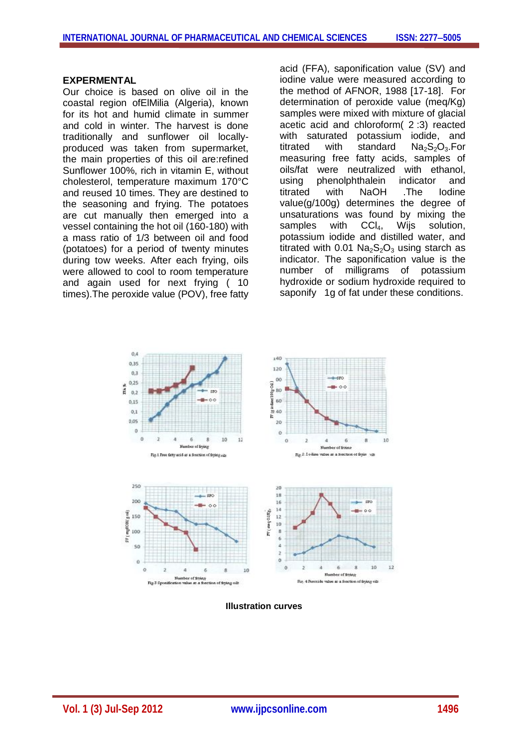**EXPERMENTAL**

Our choice is based on olive oil in the coastal region ofElMilia (Algeria), known for its hot and humid climate in summer and cold in winter. The harvest is done traditionally and sunflower oil locally-produced was taken from supermarket, the main properties of this oil are:refined Sunflower 100%, rich in vitamin E, without cholesterol, temperature maximum 170°C and reused 10 times. They are destined to the seasoning and frying. The potatoes are cut manually then emerged into a vessel containing the hot oil (160-180) with a mass ratio of 1/3 between oil and food (potatoes) for a period of twenty minutes during tow weeks. After each frying, oils were allowed to cool to room temperature and again used for next frying ( 10 times).The peroxide value (POV), free fatty acid (FFA), saponification value (SV) and iodine value were measured according to the method of AFNOR, 1988 [17-18]. For determination of peroxide value (meq/Kg) samples were mixed with mixture of glacial acetic acid and chloroform( 2 :3) reacted with saturated potassium iodide, and titrated with standard $Na_2S_2O_3$.For measuring free fatty acids, samples of oils/fat were neutralized with ethanol, using phenolphthalein indicator and titrated with NaOH .The Iodine value(g/100g) determines the degree of unsaturations was found by mixing the samples with $CCl_4$, Wijs solution, potassium iodide and distilled water, and titrated with 0.01 $Na_2S_2O_3$ using starch as indicator. The saponification value is the number of milligrams of potassium hydroxide or sodium hydroxide required to saponify 1g of fat under these conditions.

Fig.1 Free fatty acid as a function of frying oils

Fig.2 Iodine value as a function of frying oils

Fig.3 Saponification value as a function of frying oils

Fig.4 Peroxide value as a function of frying oils

**Illustration curves**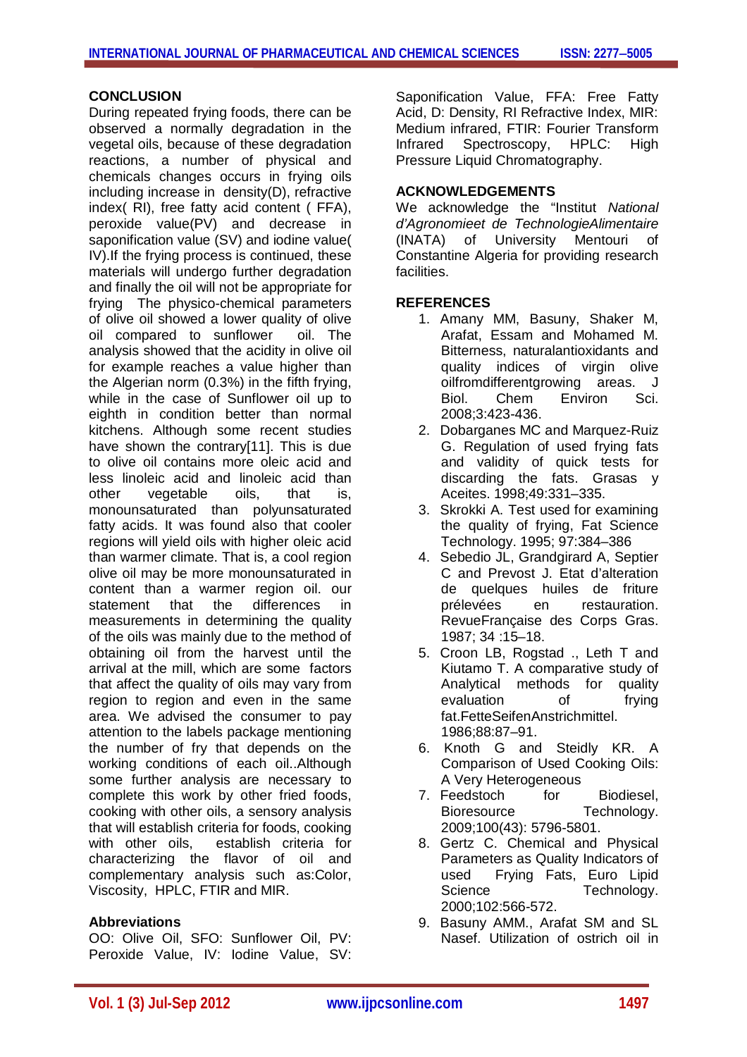## CONCLUSION

During repeated frying foods, there can be observed a normally degradation in the vegetal oils, because of these degradation reactions, a number of physical and chemicals changes occurs in frying oils including increase in density(D), refractive index( RI), free fatty acid content ( FFA), peroxide value(PV) and decrease in saponification value (SV) and iodine value( IV).If the frying process is continued, these materials will undergo further degradation and finally the oil will not be appropriate for frying The physico-chemical parameters of olive oil showed a lower quality of olive oil compared to sunflower oil. The analysis showed that the acidity in olive oil for example reaches a value higher than the Algerian norm (0.3%) in the fifth frying, while in the case of Sunflower oil up to eighth in condition better than normal kitchens. Although some recent studies have shown the contrary[11]. This is due to olive oil contains more oleic acid and less linoleic acid and linoleic acid than other vegetable oils, that is, monounsaturated than polyunsaturated fatty acids. It was found also that cooler regions will yield oils with higher oleic acid than warmer climate. That is, a cool region olive oil may be more monounsaturated in content than a warmer region oil. our statement that the differences in measurements in determining the quality of the oils was mainly due to the method of obtaining oil from the harvest until the arrival at the mill, which are some factors that affect the quality of oils may vary from region to region and even in the same area. We advised the consumer to pay attention to the labels package mentioning the number of fry that depends on the working conditions of each oil..Although some further analysis are necessary to complete this work by other fried foods, cooking with other oils, a sensory analysis that will establish criteria for foods, cooking with other oils, establish criteria for characterizing the flavor of oil and complementary analysis such as:Color, Viscosity, HPLC, FTIR and MIR.

### Abbreviations

OO: Olive Oil, SFO: Sunflower Oil, PV: Peroxide Value, IV: Iodine Value, SV: Saponification Value, FFA: Free Fatty Acid, D: Density, RI Refractive Index, MIR: Medium infrared, FTIR: Fourier Transform Infrared Spectroscopy, HPLC: High Pressure Liquid Chromatography.

## ACKNOWLEDGEMENTS

We acknowledge the "Institut *National d'Agronomieet de TechnologieAlimentaire* (INATA) of University Mentouri of Constantine Algeria for providing research facilities.

## REFERENCES

1. Amany MM, Basuny, Shaker M, Arafat, Essam and Mohamed M. Bitterness, naturalantioxidants and quality indices of virgin olive oilfromdifferentgrowing areas. J Biol. Chem Environ Sci. 2008;3:423-436.
2. Dobarganes MC and Marquez-Ruiz G. Regulation of used frying fats and validity of quick tests for discarding the fats. Grasas y Aceites. 1998;49:331–335.
3. Skrokki A. Test used for examining the quality of frying, Fat Science Technology. 1995; 97:384–386
4. Sebedio JL, Grandgirard A, Septier C and Prevost J. Etat d'alteration de quelques huiles de friture prélevées en restauration. RevueFrançaise des Corps Gras. 1987; 34 :15–18.
5. Croon LB, Rogstad ., Leth T and Kiutamo T. A comparative study of Analytical methods for quality evaluation of frying fat.FetteSeifenAnstrichmittel. 1986;88:87–91.
6. Knoth G and Steidly KR. A Comparison of Used Cooking Oils: A Very Heterogeneous
7. Feedstoch for Biodiesel, Bioresource Technology. 2009;100(43): 5796-5801.
8. Gertz C. Chemical and Physical Parameters as Quality Indicators of used Frying Fats, Euro Lipid Science Technology. 2000;102:566-572.
9. Basuny AMM., Arafat SM and SL Nasef. Utilization of ostrich oil in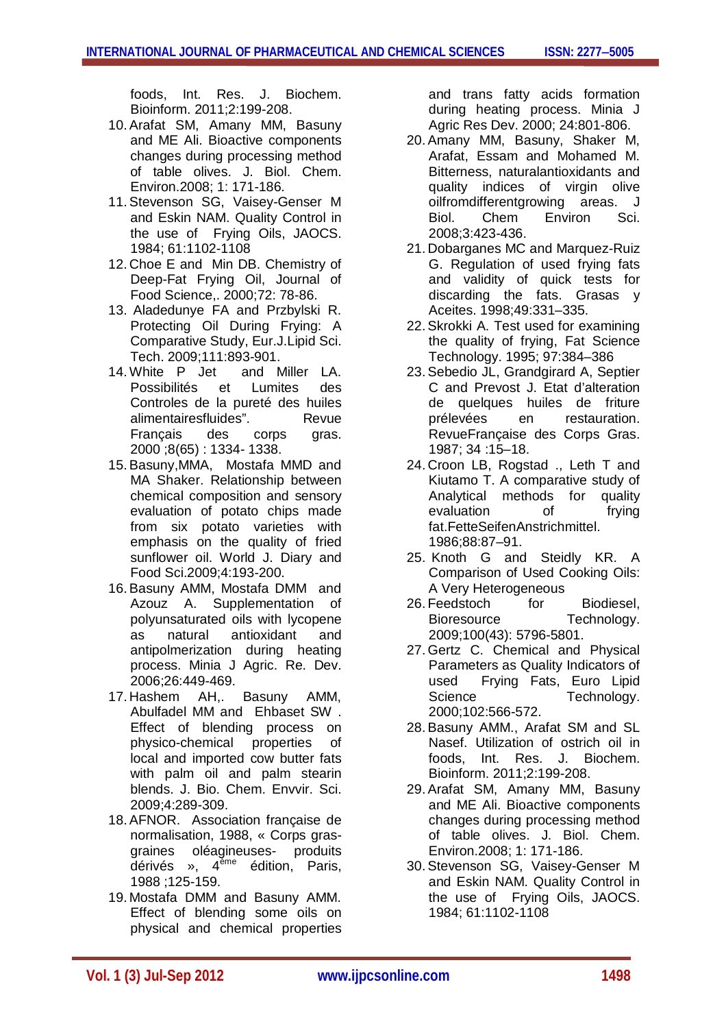foods, Int. Res. J. Biochem. Bioinform. 2011;2:199-208.

10. Arafat SM, Amany MM, Basuny and ME Ali. Bioactive components changes during processing method of table olives. J. Biol. Chem. Environ.2008; 1: 171-186.
11. Stevenson SG, Vaisey-Genser M and Eskin NAM. Quality Control in the use of Frying Oils, JAOCS. 1984; 61:1102-1108
12. Choe E and Min DB. Chemistry of Deep-Fat Frying Oil, Journal of Food Science,. 2000;72: 78-86.
13. Aladedunye FA and Przbylski R. Protecting Oil During Frying: A Comparative Study, Eur.J.Lipid Sci. Tech. 2009;111:893-901.
14. White P Jet and Miller LA. Possibilités et Lumites des Controles de la pureté des huiles alimentairesfluides". Revue Français des corps gras. 2000 ;8(65) : 1334- 1338.
15. Basuny,MMA, Mostafa MMD and MA Shaker. Relationship between chemical composition and sensory evaluation of potato chips made from six potato varieties with emphasis on the quality of fried sunflower oil. World J. Diary and Food Sci.2009;4:193-200.
16. Basuny AMM, Mostafa DMM and Azouz A. Supplementation of polyunsaturated oils with lycopene as natural antioxidant and antipolmerization during heating process. Minia J Agric. Re. Dev. 2006;26:449-469.
17. Hashem AH,. Basuny AMM, Abulfadel MM and Ehbaset SW . Effect of blending process on physico-chemical properties of local and imported cow butter fats with palm oil and palm stearin blends. J. Bio. Chem. Envvir. Sci. 2009;4:289-309.
18. AFNOR. Association française de normalisation, 1988, « Corps gras-graines oléagineuses- produits dérivés », 4ème édition, Paris, 1988 ;125-159.
19. Mostafa DMM and Basuny AMM. Effect of blending some oils on physical and chemical properties and trans fatty acids formation during heating process. Minia J Agric Res Dev. 2000; 24:801-806.
20. Amany MM, Basuny, Shaker M, Arafat, Essam and Mohamed M. Bitterness, naturalantioxidants and quality indices of virgin olive oilfromdifferentgrowing areas. J Biol. Chem Environ Sci. 2008;3:423-436.
21. Dobarganes MC and Marquez-Ruiz G. Regulation of used frying fats and validity of quick tests for discarding the fats. Grasas y Aceites. 1998;49:331–335.
22. Skrokki A. Test used for examining the quality of frying, Fat Science Technology. 1995; 97:384–386
23. Sebedio JL, Grandgirard A, Septier C and Prevost J. Etat d'alteration de quelques huiles de friture prélevées en restauration. RevueFrançaise des Corps Gras. 1987; 34 :15–18.
24. Croon LB, Rogstad ., Leth T and Kiutamo T. A comparative study of Analytical methods for quality evaluation of frying fat.FetteSeifenAnstrichmittel. 1986;88:87–91.
25. Knoth G and Steidly KR. A Comparison of Used Cooking Oils: A Very Heterogeneous
26. Feedstoch for Biodiesel, Bioresource Technology. 2009;100(43): 5796-5801.
27. Gertz C. Chemical and Physical Parameters as Quality Indicators of used Frying Fats, Euro Lipid Science Technology. 2000;102:566-572.
28. Basuny AMM., Arafat SM and SL Nasef. Utilization of ostrich oil in foods, Int. Res. J. Biochem. Bioinform. 2011;2:199-208.
29. Arafat SM, Amany MM, Basuny and ME Ali. Bioactive components changes during processing method of table olives. J. Biol. Chem. Environ.2008; 1: 171-186.
30. Stevenson SG, Vaisey-Genser M and Eskin NAM. Quality Control in the use of Frying Oils, JAOCS. 1984; 61:1102-1108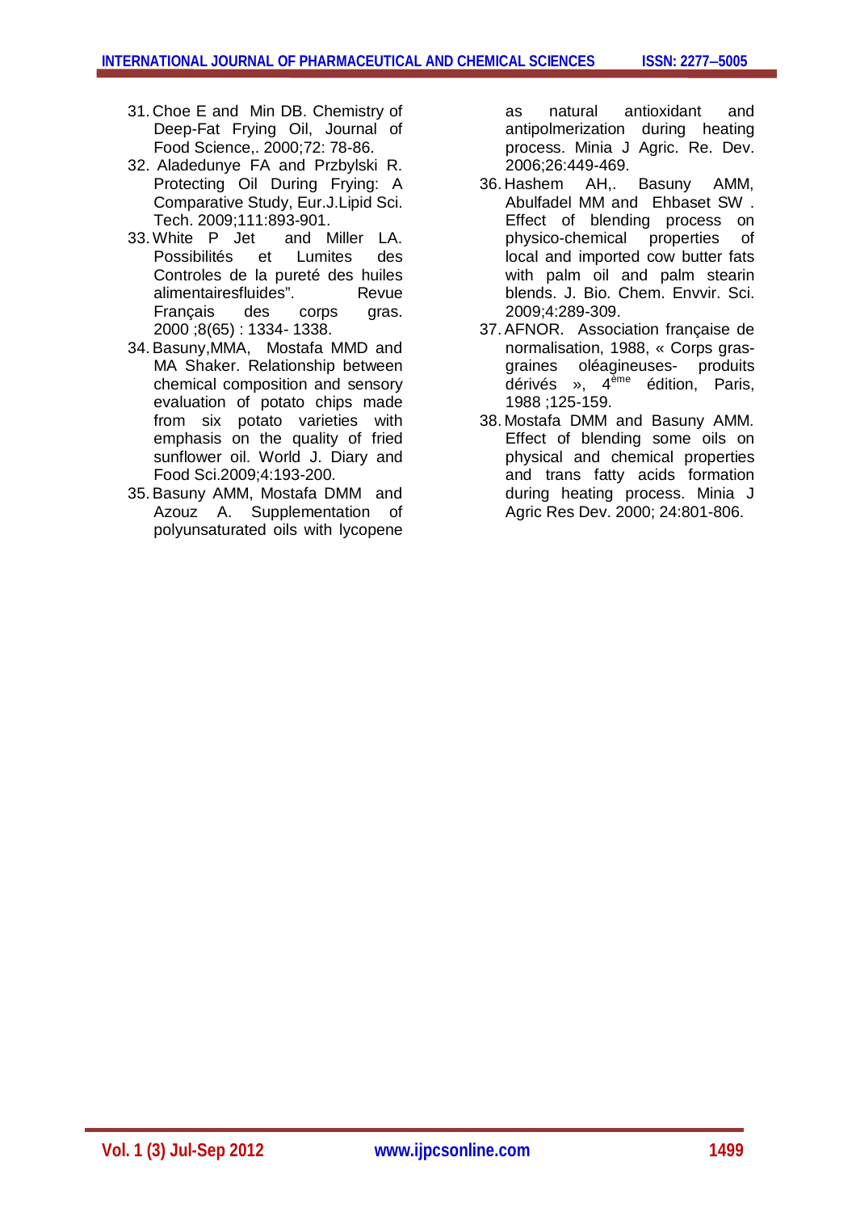31. Choe E and Min DB. Chemistry of Deep-Fat Frying Oil, Journal of Food Science,. 2000;72: 78-86.
32. Aladedunye FA and Przbylski R. Protecting Oil During Frying: A Comparative Study, Eur.J.Lipid Sci. Tech. 2009;111:893-901.
33. White P Jet and Miller LA. Possibilités et Lumites des Controles de la pureté des huiles alimentairesfluides". Revue Français des corps gras. 2000 ;8(65) : 1334- 1338.
34. Basuny,MMA, Mostafa MMD and MA Shaker. Relationship between chemical composition and sensory evaluation of potato chips made from six potato varieties with emphasis on the quality of fried sunflower oil. World J. Diary and Food Sci.2009;4:193-200.
35. Basuny AMM, Mostafa DMM and Azouz A. Supplementation of polyunsaturated oils with lycopene as natural antioxidant and antipolmerization during heating process. Minia J Agric. Re. Dev. 2006;26:449-469.
36. Hashem AH,. Basuny AMM, Abulfadel MM and Ehbaset SW . Effect of blending process on physico-chemical properties of local and imported cow butter fats with palm oil and palm stearin blends. J. Bio. Chem. Envvir. Sci. 2009;4:289-309.
37. AFNOR. Association française de normalisation, 1988, « Corps gras-graines oléagineuses- produits dérivés », 4ème édition, Paris, 1988 ;125-159.
38. Mostafa DMM and Basuny AMM. Effect of blending some oils on physical and chemical properties and trans fatty acids formation during heating process. Minia J Agric Res Dev. 2000; 24:801-806.